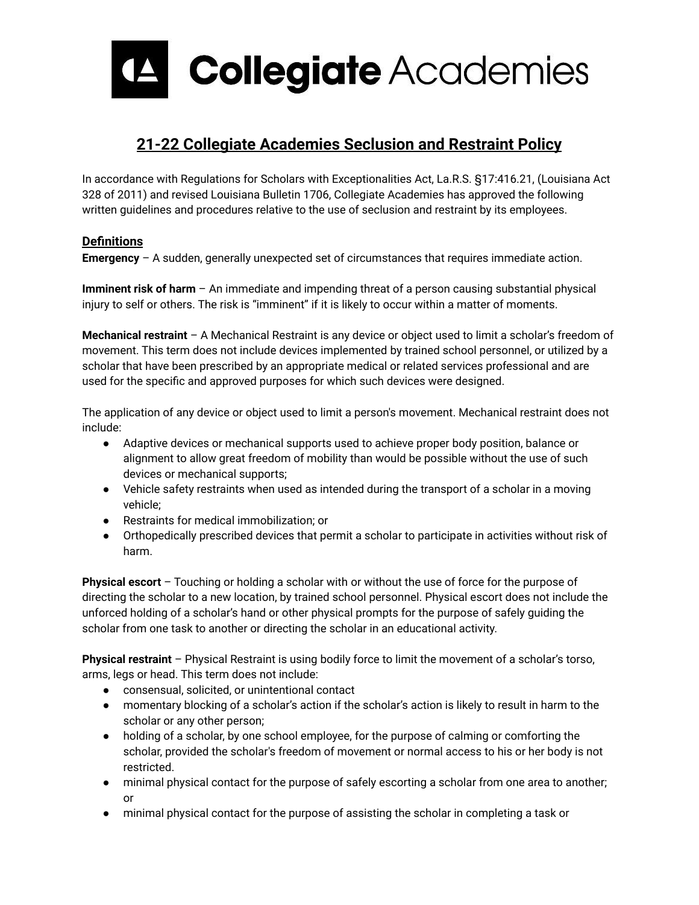# Collegiate Academies

## 21-22 Collegiate Academies Seclusion and Restraint Policy

In accordance with Regulations for Scholars with Exceptionalities Act, La.R.S. §17:416.21, (Louisiana Act 328 of 2011) and revised Louisiana Bulletin 1706, Collegiate Academies has approved the following written guidelines and procedures relative to the use of seclusion and restraint by its employees.

### Definitions

**Emergency** – A sudden, generally unexpected set of circumstances that requires immediate action.

**Imminent risk of harm** – An immediate and impending threat of a person causing substantial physical injury to self or others. The risk is "imminent" if it is likely to occur within a matter of moments.

**Mechanical restraint** – A Mechanical Restraint is any device or object used to limit a scholar's freedom of movement. This term does not include devices implemented by trained school personnel, or utilized by a scholar that have been prescribed by an appropriate medical or related services professional and are used for the specific and approved purposes for which such devices were designed.

The application of any device or object used to limit a person's movement. Mechanical restraint does not include:

- Adaptive devices or mechanical supports used to achieve proper body position, balance or alignment to allow great freedom of mobility than would be possible without the use of such devices or mechanical supports;
- Vehicle safety restraints when used as intended during the transport of a scholar in a moving vehicle;
- Restraints for medical immobilization; or
- Orthopedically prescribed devices that permit a scholar to participate in activities without risk of harm.

**Physical escort** – Touching or holding a scholar with or without the use of force for the purpose of directing the scholar to a new location, by trained school personnel. Physical escort does not include the unforced holding of a scholar's hand or other physical prompts for the purpose of safely guiding the scholar from one task to another or directing the scholar in an educational activity.

**Physical restraint** – Physical Restraint is using bodily force to limit the movement of a scholar's torso, arms, legs or head. This term does not include:

- consensual, solicited, or unintentional contact
- momentary blocking of a scholar's action if the scholar's action is likely to result in harm to the scholar or any other person;
- holding of a scholar, by one school employee, for the purpose of calming or comforting the scholar, provided the scholar's freedom of movement or normal access to his or her body is not restricted.
- minimal physical contact for the purpose of safely escorting a scholar from one area to another; or
- minimal physical contact for the purpose of assisting the scholar in completing a task or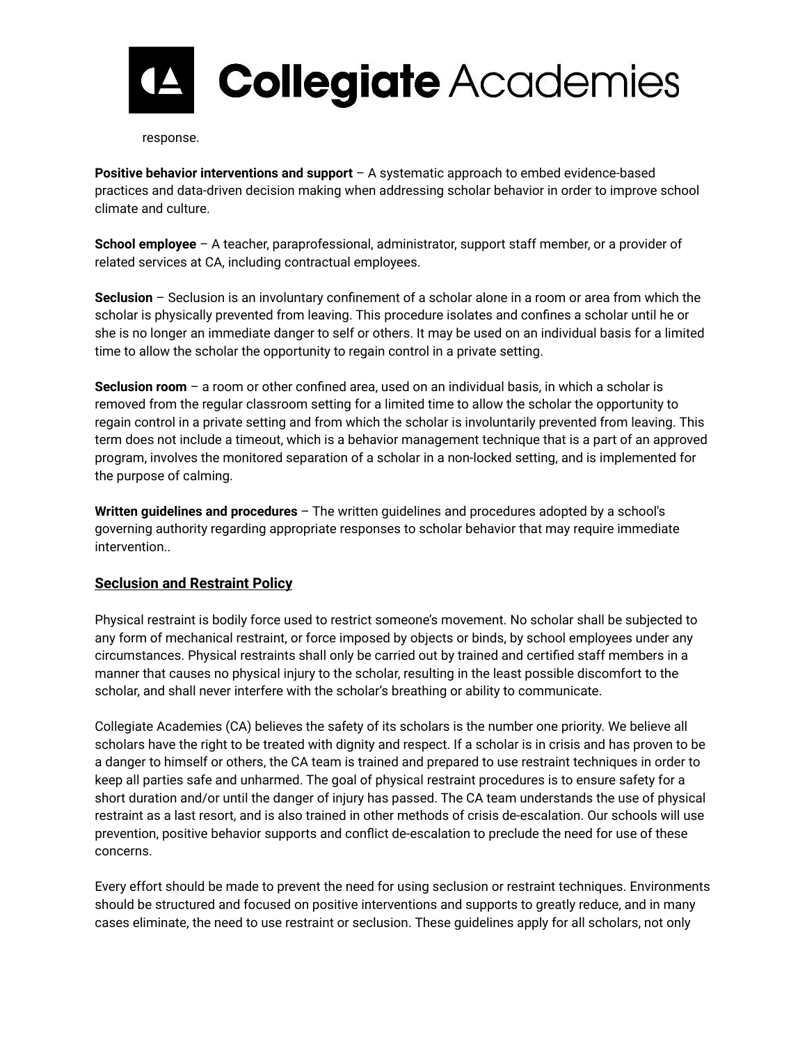response.

**Positive behavior interventions and support** – A systematic approach to embed evidence-based practices and data-driven decision making when addressing scholar behavior in order to improve school climate and culture.

**School employee** – A teacher, paraprofessional, administrator, support staff member, or a provider of related services at CA, including contractual employees.

**Seclusion** – Seclusion is an involuntary confinement of a scholar alone in a room or area from which the scholar is physically prevented from leaving. This procedure isolates and confines a scholar until he or she is no longer an immediate danger to self or others. It may be used on an individual basis for a limited time to allow the scholar the opportunity to regain control in a private setting.

**Seclusion room** – a room or other confined area, used on an individual basis, in which a scholar is removed from the regular classroom setting for a limited time to allow the scholar the opportunity to regain control in a private setting and from which the scholar is involuntarily prevented from leaving. This term does not include a timeout, which is a behavior management technique that is a part of an approved program, involves the monitored separation of a scholar in a non-locked setting, and is implemented for the purpose of calming.

**Written guidelines and procedures** – The written guidelines and procedures adopted by a school's governing authority regarding appropriate responses to scholar behavior that may require immediate intervention..

## Seclusion and Restraint Policy

Physical restraint is bodily force used to restrict someone's movement. No scholar shall be subjected to any form of mechanical restraint, or force imposed by objects or binds, by school employees under any circumstances. Physical restraints shall only be carried out by trained and certified staff members in a manner that causes no physical injury to the scholar, resulting in the least possible discomfort to the scholar, and shall never interfere with the scholar's breathing or ability to communicate.

Collegiate Academies (CA) believes the safety of its scholars is the number one priority. We believe all scholars have the right to be treated with dignity and respect. If a scholar is in crisis and has proven to be a danger to himself or others, the CA team is trained and prepared to use restraint techniques in order to keep all parties safe and unharmed. The goal of physical restraint procedures is to ensure safety for a short duration and/or until the danger of injury has passed. The CA team understands the use of physical restraint as a last resort, and is also trained in other methods of crisis de-escalation. Our schools will use prevention, positive behavior supports and conflict de-escalation to preclude the need for use of these concerns.

Every effort should be made to prevent the need for using seclusion or restraint techniques. Environments should be structured and focused on positive interventions and supports to greatly reduce, and in many cases eliminate, the need to use restraint or seclusion. These guidelines apply for all scholars, not only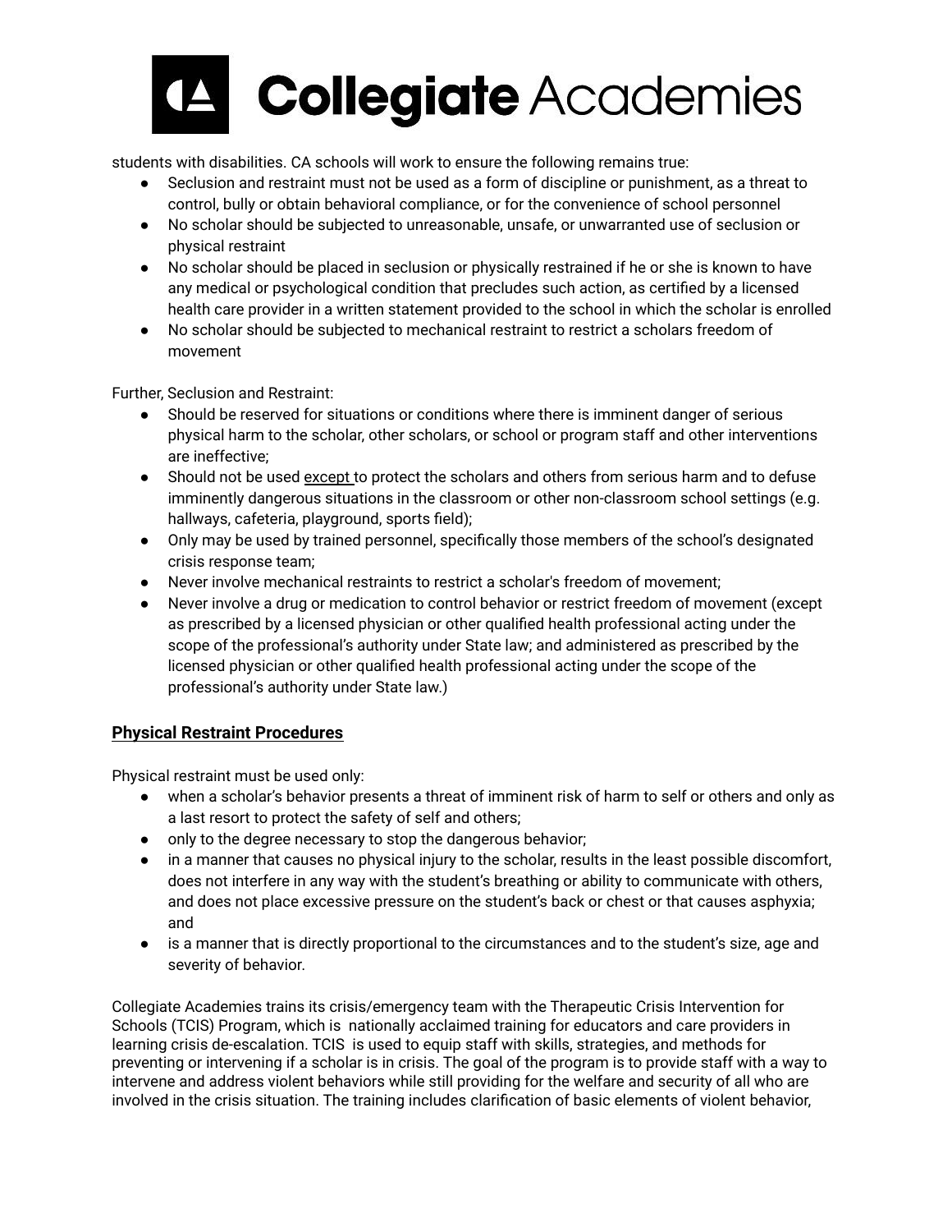students with disabilities. CA schools will work to ensure the following remains true:

- Seclusion and restraint must not be used as a form of discipline or punishment, as a threat to control, bully or obtain behavioral compliance, or for the convenience of school personnel
- No scholar should be subjected to unreasonable, unsafe, or unwarranted use of seclusion or physical restraint
- No scholar should be placed in seclusion or physically restrained if he or she is known to have any medical or psychological condition that precludes such action, as certified by a licensed health care provider in a written statement provided to the school in which the scholar is enrolled
- No scholar should be subjected to mechanical restraint to restrict a scholars freedom of movement

Further, Seclusion and Restraint:

- Should be reserved for situations or conditions where there is imminent danger of serious physical harm to the scholar, other scholars, or school or program staff and other interventions are ineffective;
- Should not be used <u>except</u> to protect the scholars and others from serious harm and to defuse imminently dangerous situations in the classroom or other non-classroom school settings (e.g. hallways, cafeteria, playground, sports field);
- Only may be used by trained personnel, specifically those members of the school's designated crisis response team;
- Never involve mechanical restraints to restrict a scholar's freedom of movement;
- Never involve a drug or medication to control behavior or restrict freedom of movement (except as prescribed by a licensed physician or other qualified health professional acting under the scope of the professional's authority under State law; and administered as prescribed by the licensed physician or other qualified health professional acting under the scope of the professional's authority under State law.)

## <u>Physical Restraint Procedures</u>

Physical restraint must be used only:

- when a scholar's behavior presents a threat of imminent risk of harm to self or others and only as a last resort to protect the safety of self and others;
- only to the degree necessary to stop the dangerous behavior;
- in a manner that causes no physical injury to the scholar, results in the least possible discomfort, does not interfere in any way with the student's breathing or ability to communicate with others, and does not place excessive pressure on the student's back or chest or that causes asphyxia; and
- is a manner that is directly proportional to the circumstances and to the student's size, age and severity of behavior.

Collegiate Academies trains its crisis/emergency team with the Therapeutic Crisis Intervention for Schools (TCIS) Program, which is nationally acclaimed training for educators and care providers in learning crisis de-escalation. TCIS is used to equip staff with skills, strategies, and methods for preventing or intervening if a scholar is in crisis. The goal of the program is to provide staff with a way to intervene and address violent behaviors while still providing for the welfare and security of all who are involved in the crisis situation. The training includes clarification of basic elements of violent behavior,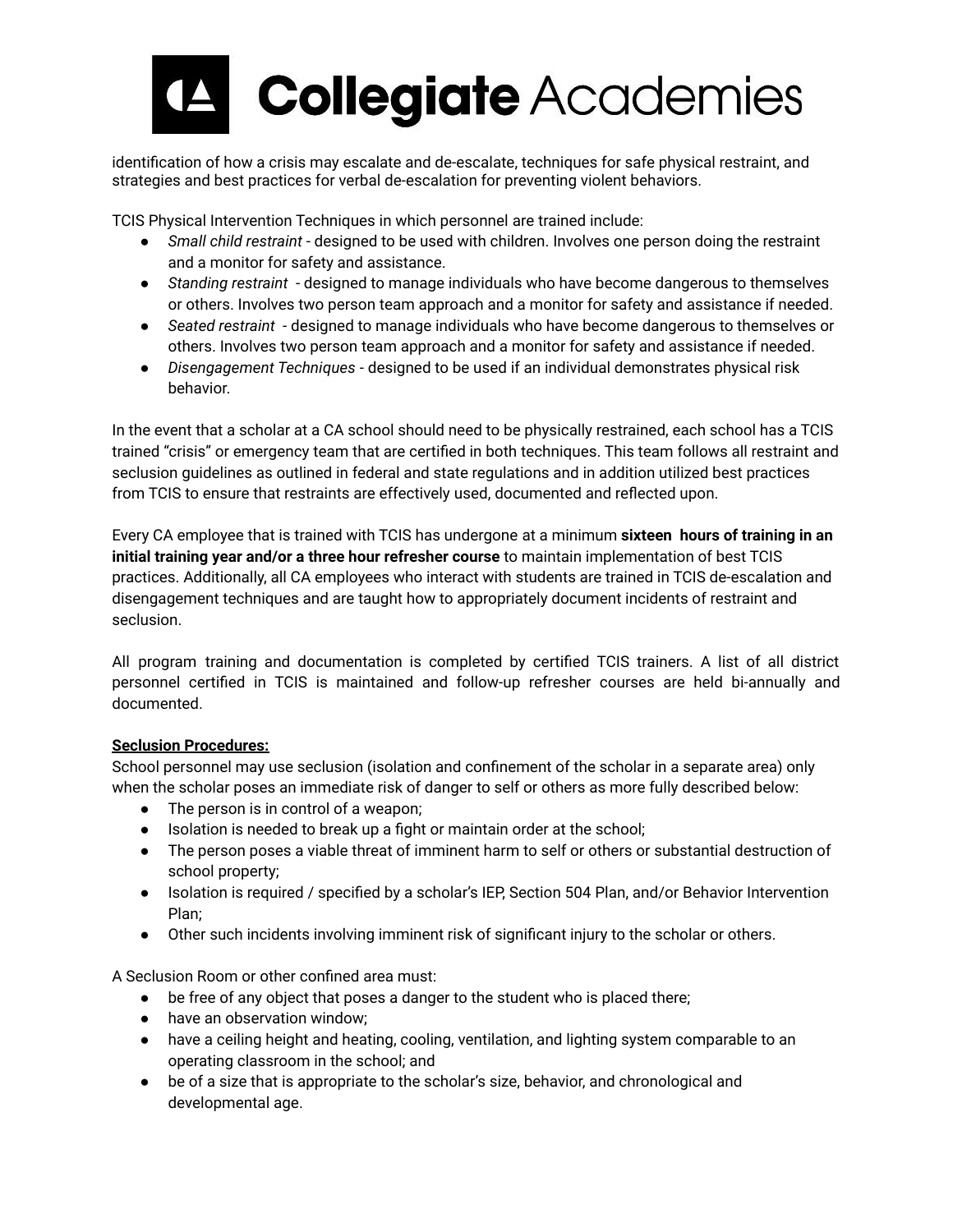identification of how a crisis may escalate and de-escalate, techniques for safe physical restraint, and strategies and best practices for verbal de-escalation for preventing violent behaviors.

TCIS Physical Intervention Techniques in which personnel are trained include:

- *Small child restraint* - designed to be used with children. Involves one person doing the restraint and a monitor for safety and assistance.
- *Standing restraint* - designed to manage individuals who have become dangerous to themselves or others. Involves two person team approach and a monitor for safety and assistance if needed.
- *Seated restraint* - designed to manage individuals who have become dangerous to themselves or others. Involves two person team approach and a monitor for safety and assistance if needed.
- *Disengagement Techniques* - designed to be used if an individual demonstrates physical risk behavior.

In the event that a scholar at a CA school should need to be physically restrained, each school has a TCIS trained "crisis" or emergency team that are certified in both techniques. This team follows all restraint and seclusion guidelines as outlined in federal and state regulations and in addition utilized best practices from TCIS to ensure that restraints are effectively used, documented and reflected upon.

Every CA employee that is trained with TCIS has undergone at a minimum **sixteen hours of training in an initial training year and/or a three hour refresher course** to maintain implementation of best TCIS practices. Additionally, all CA employees who interact with students are trained in TCIS de-escalation and disengagement techniques and are taught how to appropriately document incidents of restraint and seclusion.

All program training and documentation is completed by certified TCIS trainers. A list of all district personnel certified in TCIS is maintained and follow-up refresher courses are held bi-annually and documented.

**Seclusion Procedures:**

School personnel may use seclusion (isolation and confinement of the scholar in a separate area) only when the scholar poses an immediate risk of danger to self or others as more fully described below:

- The person is in control of a weapon;
- Isolation is needed to break up a fight or maintain order at the school;
- The person poses a viable threat of imminent harm to self or others or substantial destruction of school property;
- Isolation is required / specified by a scholar's IEP, Section 504 Plan, and/or Behavior Intervention Plan;
- Other such incidents involving imminent risk of significant injury to the scholar or others.

A Seclusion Room or other confined area must:

- be free of any object that poses a danger to the student who is placed there;
- have an observation window;
- have a ceiling height and heating, cooling, ventilation, and lighting system comparable to an operating classroom in the school; and
- be of a size that is appropriate to the scholar's size, behavior, and chronological and developmental age.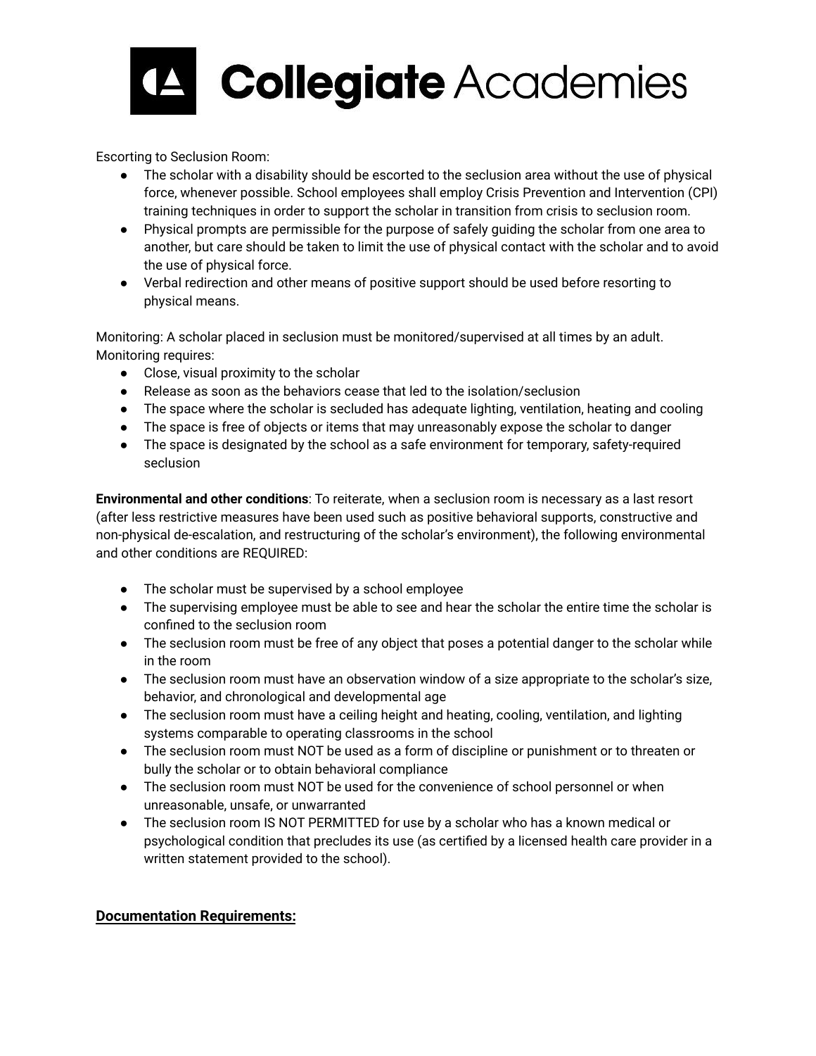Escorting to Seclusion Room:

- The scholar with a disability should be escorted to the seclusion area without the use of physical force, whenever possible. School employees shall employ Crisis Prevention and Intervention (CPI) training techniques in order to support the scholar in transition from crisis to seclusion room.
- Physical prompts are permissible for the purpose of safely guiding the scholar from one area to another, but care should be taken to limit the use of physical contact with the scholar and to avoid the use of physical force.
- Verbal redirection and other means of positive support should be used before resorting to physical means.

Monitoring: A scholar placed in seclusion must be monitored/supervised at all times by an adult. Monitoring requires:

- Close, visual proximity to the scholar
- Release as soon as the behaviors cease that led to the isolation/seclusion
- The space where the scholar is secluded has adequate lighting, ventilation, heating and cooling
- The space is free of objects or items that may unreasonably expose the scholar to danger
- The space is designated by the school as a safe environment for temporary, safety-required seclusion

**Environmental and other conditions**: To reiterate, when a seclusion room is necessary as a last resort (after less restrictive measures have been used such as positive behavioral supports, constructive and non-physical de-escalation, and restructuring of the scholar's environment), the following environmental and other conditions are REQUIRED:

- The scholar must be supervised by a school employee
- The supervising employee must be able to see and hear the scholar the entire time the scholar is confined to the seclusion room
- The seclusion room must be free of any object that poses a potential danger to the scholar while in the room
- The seclusion room must have an observation window of a size appropriate to the scholar's size, behavior, and chronological and developmental age
- The seclusion room must have a ceiling height and heating, cooling, ventilation, and lighting systems comparable to operating classrooms in the school
- The seclusion room must NOT be used as a form of discipline or punishment or to threaten or bully the scholar or to obtain behavioral compliance
- The seclusion room must NOT be used for the convenience of school personnel or when unreasonable, unsafe, or unwarranted
- The seclusion room IS NOT PERMITTED for use by a scholar who has a known medical or psychological condition that precludes its use (as certified by a licensed health care provider in a written statement provided to the school).

## **Documentation Requirements:**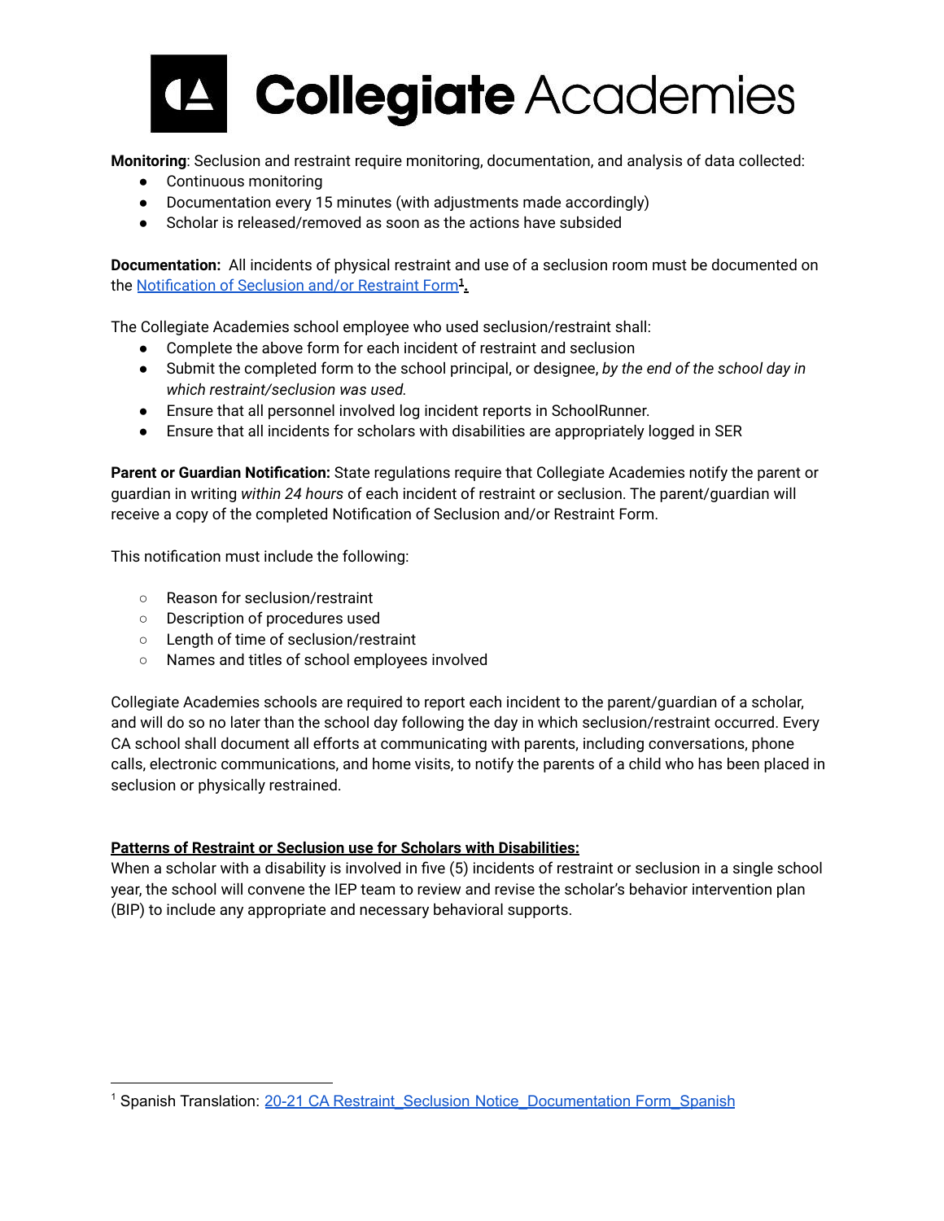**Monitoring**: Seclusion and restraint require monitoring, documentation, and analysis of data collected:

- Continuous monitoring
- Documentation every 15 minutes (with adjustments made accordingly)
- Scholar is released/removed as soon as the actions have subsided

**Documentation:** All incidents of physical restraint and use of a seclusion room must be documented on the Notification of Seclusion and/or Restraint Form[1].

The Collegiate Academies school employee who used seclusion/restraint shall:

- Complete the above form for each incident of restraint and seclusion
- Submit the completed form to the school principal, or designee, *by the end of the school day in which restraint/seclusion was used.*
- Ensure that all personnel involved log incident reports in SchoolRunner.
- Ensure that all incidents for scholars with disabilities are appropriately logged in SER

**Parent or Guardian Notification:** State regulations require that Collegiate Academies notify the parent or guardian in writing *within 24 hours* of each incident of restraint or seclusion. The parent/guardian will receive a copy of the completed Notification of Seclusion and/or Restraint Form.

This notification must include the following:

- Reason for seclusion/restraint
- Description of procedures used
- Length of time of seclusion/restraint
- Names and titles of school employees involved

Collegiate Academies schools are required to report each incident to the parent/guardian of a scholar, and will do so no later than the school day following the day in which seclusion/restraint occurred. Every CA school shall document all efforts at communicating with parents, including conversations, phone calls, electronic communications, and home visits, to notify the parents of a child who has been placed in seclusion or physically restrained.

**Patterns of Restraint or Seclusion use for Scholars with Disabilities:**

When a scholar with a disability is involved in five (5) incidents of restraint or seclusion in a single school year, the school will convene the IEP team to review and revise the scholar's behavior intervention plan (BIP) to include any appropriate and necessary behavioral supports.

[1] Spanish Translation: 20-21 CA Restraint_Seclusion Notice_Documentation Form_Spanish